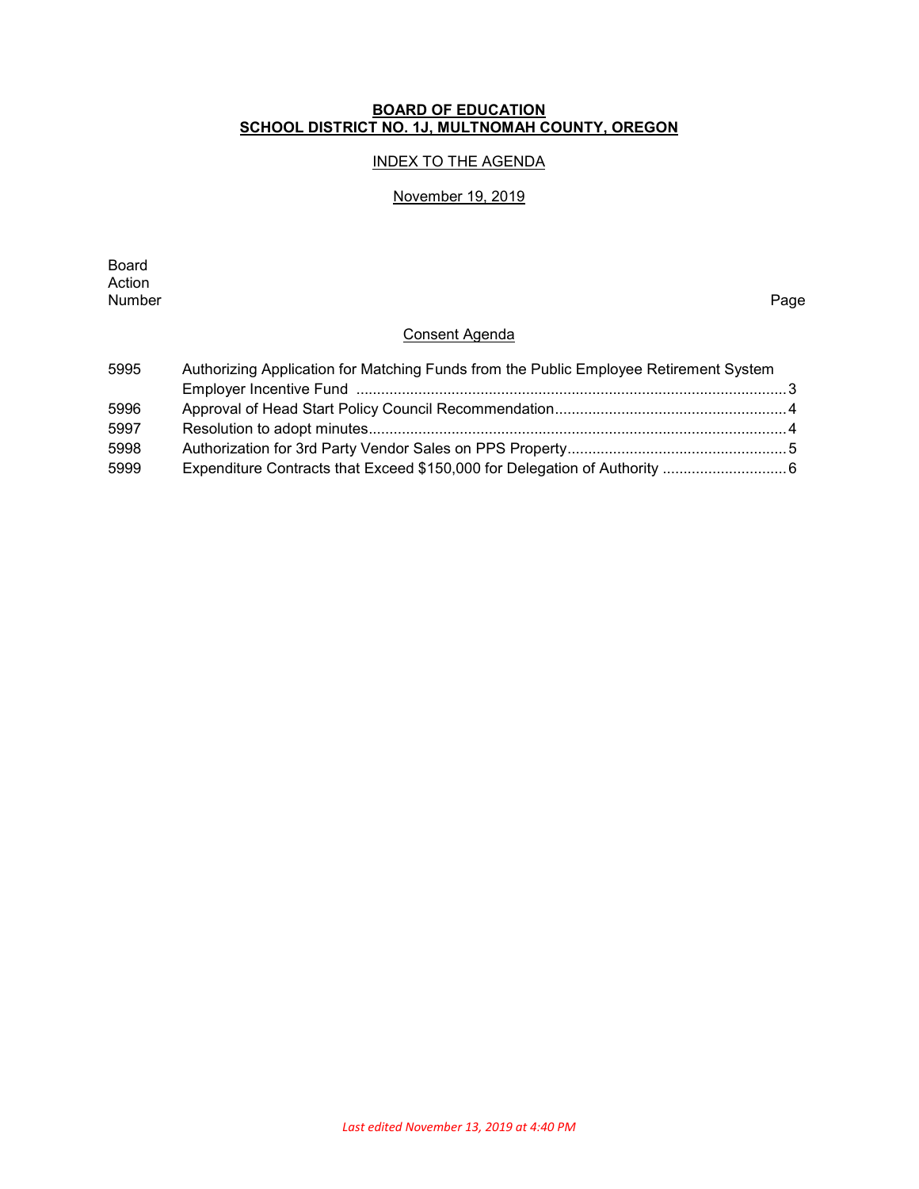**BOARD OF EDUCATION**
**SCHOOL DISTRICT NO. 1J, MULTNOMAH COUNTY, OREGON**

INDEX TO THE AGENDA

November 19, 2019

| Board Action Number | | Page |
|---|---|---|
| | **Consent Agenda** | |
| 5995 | Authorizing Application for Matching Funds from the Public Employee Retirement System Employer Incentive Fund | 3 |
| 5996 | Approval of Head Start Policy Council Recommendation | 4 |
| 5997 | Resolution to adopt minutes | 4 |
| 5998 | Authorization for 3rd Party Vendor Sales on PPS Property | 5 |
| 5999 | Expenditure Contracts that Exceed $150,000 for Delegation of Authority | 6 |

*Last edited November 13, 2019 at 4:40 PM*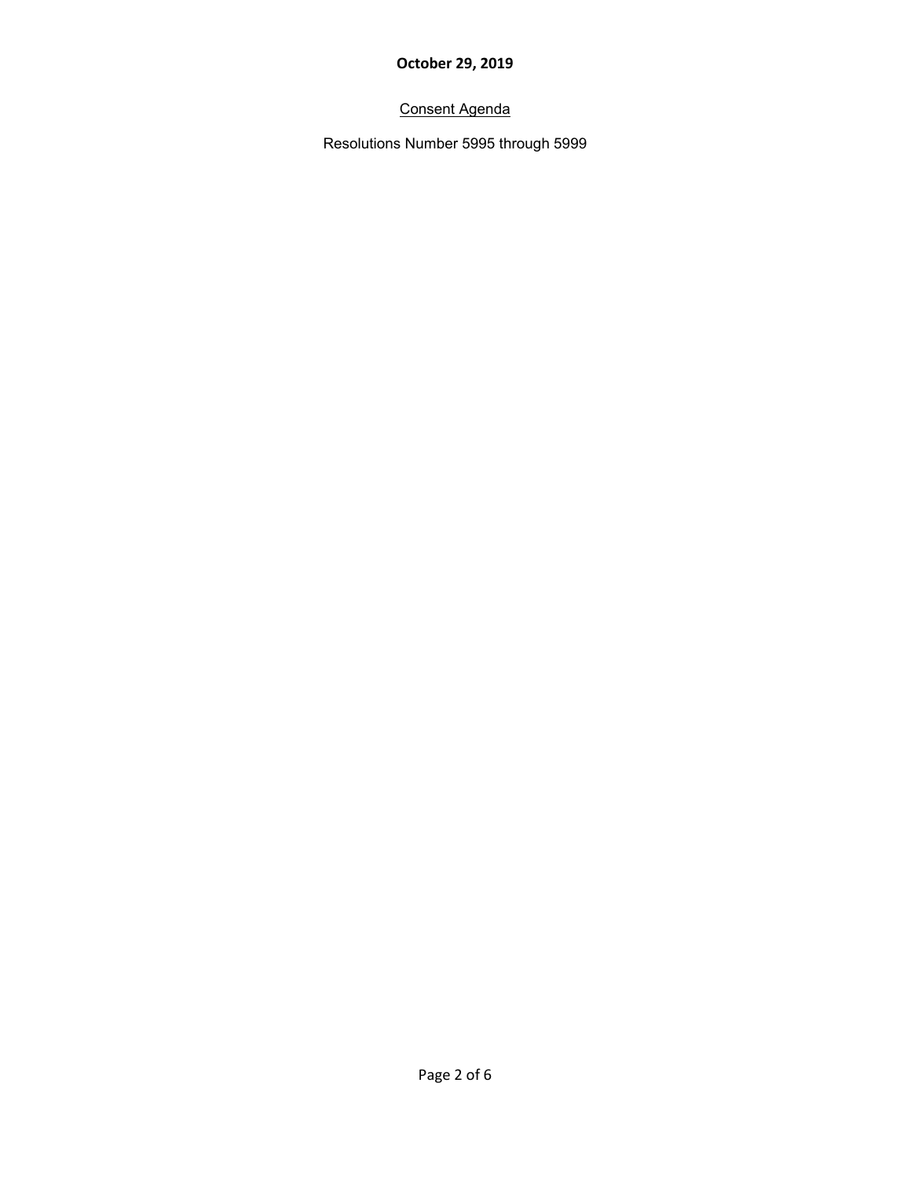**October 29, 2019**

<u>Consent Agenda</u>

Resolutions Number 5995 through 5999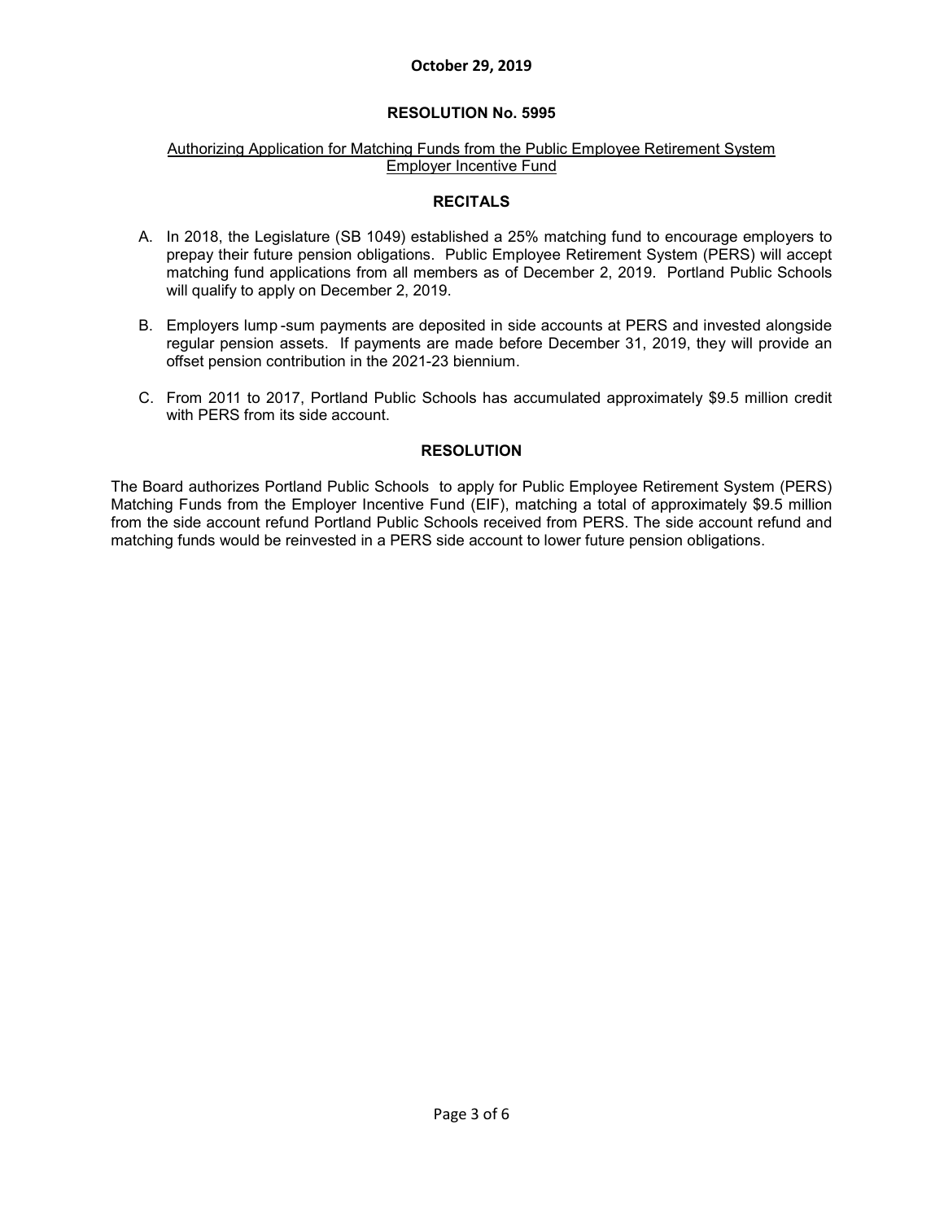**October 29, 2019**

## RESOLUTION No. 5995

Authorizing Application for Matching Funds from the Public Employee Retirement System Employer Incentive Fund

### RECITALS

A. In 2018, the Legislature (SB 1049) established a 25% matching fund to encourage employers to prepay their future pension obligations. Public Employee Retirement System (PERS) will accept matching fund applications from all members as of December 2, 2019. Portland Public Schools will qualify to apply on December 2, 2019.

B. Employers lump -sum payments are deposited in side accounts at PERS and invested alongside regular pension assets. If payments are made before December 31, 2019, they will provide an offset pension contribution in the 2021-23 biennium.

C. From 2011 to 2017, Portland Public Schools has accumulated approximately $9.5 million credit with PERS from its side account.

### RESOLUTION

The Board authorizes Portland Public Schools to apply for Public Employee Retirement System (PERS) Matching Funds from the Employer Incentive Fund (EIF), matching a total of approximately $9.5 million from the side account refund Portland Public Schools received from PERS. The side account refund and matching funds would be reinvested in a PERS side account to lower future pension obligations.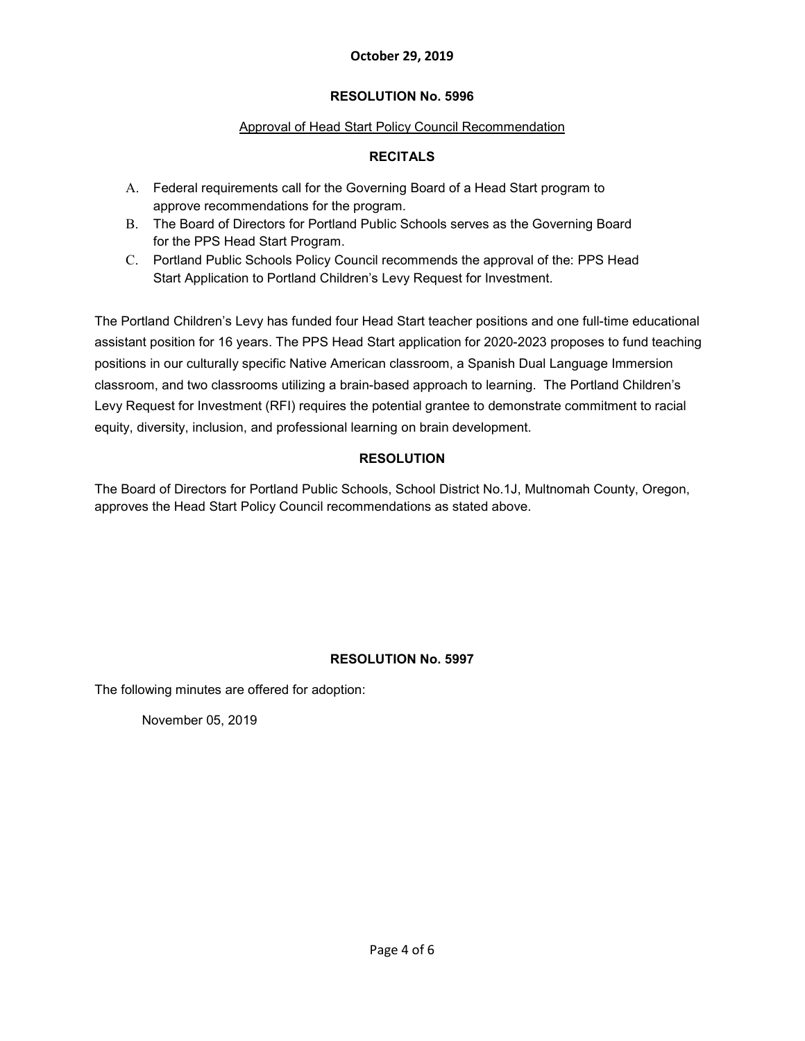**October 29, 2019**

## RESOLUTION No. 5996

Approval of Head Start Policy Council Recommendation

### RECITALS

A. Federal requirements call for the Governing Board of a Head Start program to approve recommendations for the program.

B. The Board of Directors for Portland Public Schools serves as the Governing Board for the PPS Head Start Program.

C. Portland Public Schools Policy Council recommends the approval of the: PPS Head Start Application to Portland Children's Levy Request for Investment.

The Portland Children's Levy has funded four Head Start teacher positions and one full-time educational assistant position for 16 years. The PPS Head Start application for 2020-2023 proposes to fund teaching positions in our culturally specific Native American classroom, a Spanish Dual Language Immersion classroom, and two classrooms utilizing a brain-based approach to learning. The Portland Children's Levy Request for Investment (RFI) requires the potential grantee to demonstrate commitment to racial equity, diversity, inclusion, and professional learning on brain development.

### RESOLUTION

The Board of Directors for Portland Public Schools, School District No.1J, Multnomah County, Oregon, approves the Head Start Policy Council recommendations as stated above.

## RESOLUTION No. 5997

The following minutes are offered for adoption:

November 05, 2019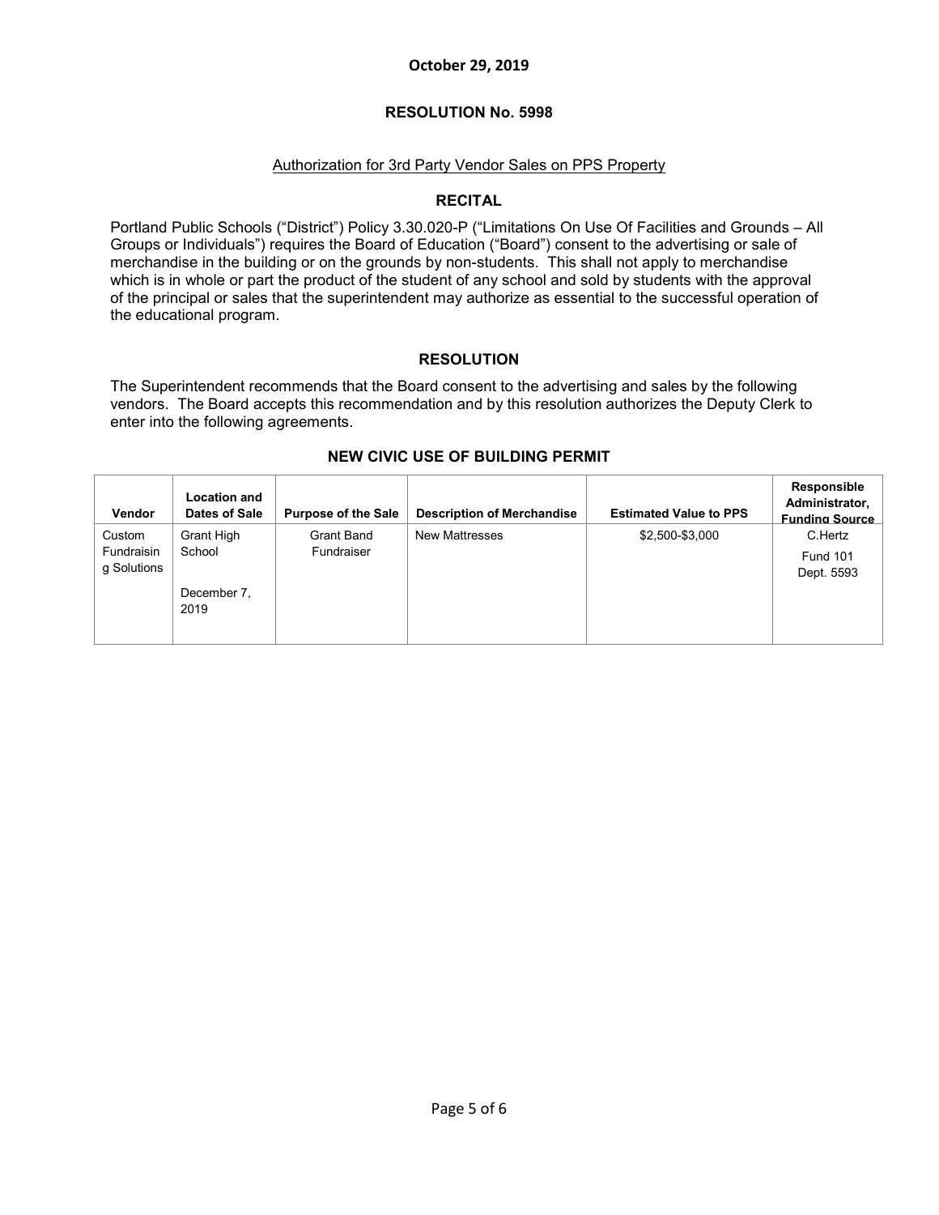**October 29, 2019**

## RESOLUTION No. 5998

Authorization for 3rd Party Vendor Sales on PPS Property

### RECITAL

Portland Public Schools ("District") Policy 3.30.020-P ("Limitations On Use Of Facilities and Grounds – All Groups or Individuals") requires the Board of Education ("Board") consent to the advertising or sale of merchandise in the building or on the grounds by non-students. This shall not apply to merchandise which is in whole or part the product of the student of any school and sold by students with the approval of the principal or sales that the superintendent may authorize as essential to the successful operation of the educational program.

### RESOLUTION

The Superintendent recommends that the Board consent to the advertising and sales by the following vendors. The Board accepts this recommendation and by this resolution authorizes the Deputy Clerk to enter into the following agreements.

### NEW CIVIC USE OF BUILDING PERMIT

| Vendor | Location and Dates of Sale | Purpose of the Sale | Description of Merchandise | Estimated Value to PPS | Responsible Administrator, Funding Source |
|---|---|---|---|---|---|
| Custom Fundraising Solutions | Grant High School<br><br>December 7, 2019 | Grant Band Fundraiser | New Mattresses | $2,500-$3,000 | C.Hertz<br>Fund 101<br>Dept. 5593 |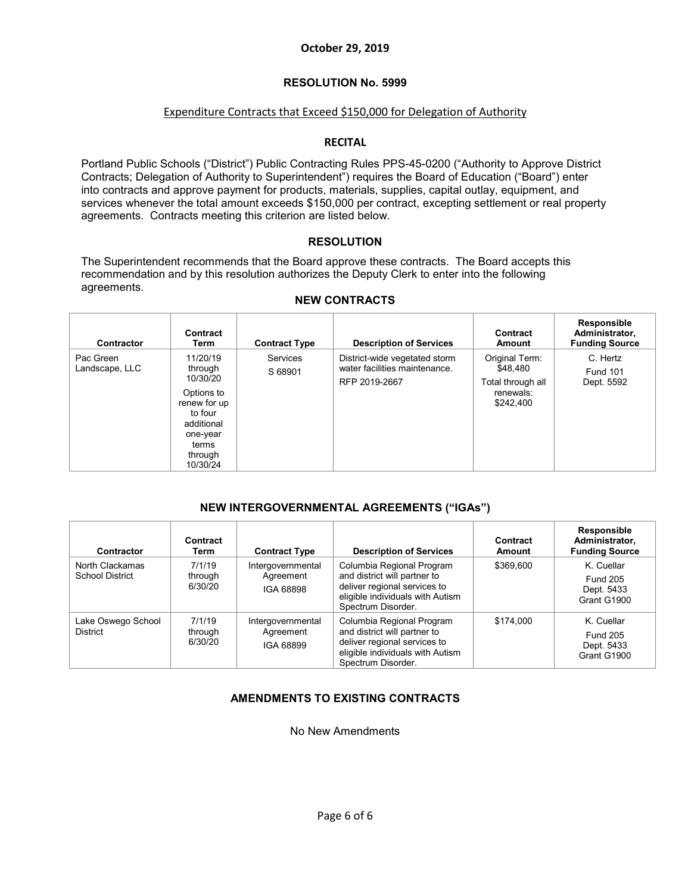**October 29, 2019**

## RESOLUTION No. 5999

Expenditure Contracts that Exceed $150,000 for Delegation of Authority

### RECITAL

Portland Public Schools ("District") Public Contracting Rules PPS-45-0200 ("Authority to Approve District Contracts; Delegation of Authority to Superintendent") requires the Board of Education ("Board") enter into contracts and approve payment for products, materials, supplies, capital outlay, equipment, and services whenever the total amount exceeds $150,000 per contract, excepting settlement or real property agreements. Contracts meeting this criterion are listed below.

### RESOLUTION

The Superintendent recommends that the Board approve these contracts. The Board accepts this recommendation and by this resolution authorizes the Deputy Clerk to enter into the following agreements.

### NEW CONTRACTS

| Contractor | Contract Term | Contract Type | Description of Services | Contract Amount | Responsible Administrator, Funding Source |
|---|---|---|---|---|---|
| Pac Green Landscape, LLC | 11/20/19 through 10/30/20<br>Options to renew for up to four additional one-year terms through 10/30/24 | Services<br>S 68901 | District-wide vegetated storm water facilities maintenance.<br>RFP 2019-2667 | Original Term: $48,480<br>Total through all renewals: $242,400 | C. Hertz<br>Fund 101<br>Dept. 5592 |

### NEW INTERGOVERNMENTAL AGREEMENTS ("IGAs")

| Contractor | Contract Term | Contract Type | Description of Services | Contract Amount | Responsible Administrator, Funding Source |
|---|---|---|---|---|---|
| North Clackamas School District | 7/1/19 through 6/30/20 | Intergovernmental Agreement<br>IGA 68898 | Columbia Regional Program and district will partner to deliver regional services to eligible individuals with Autism Spectrum Disorder. | $369,600 | K. Cuellar<br>Fund 205<br>Dept. 5433<br>Grant G1900 |
| Lake Oswego School District | 7/1/19 through 6/30/20 | Intergovernmental Agreement<br>IGA 68899 | Columbia Regional Program and district will partner to deliver regional services to eligible individuals with Autism Spectrum Disorder. | $174,000 | K. Cuellar<br>Fund 205<br>Dept. 5433<br>Grant G1900 |

### AMENDMENTS TO EXISTING CONTRACTS

No New Amendments